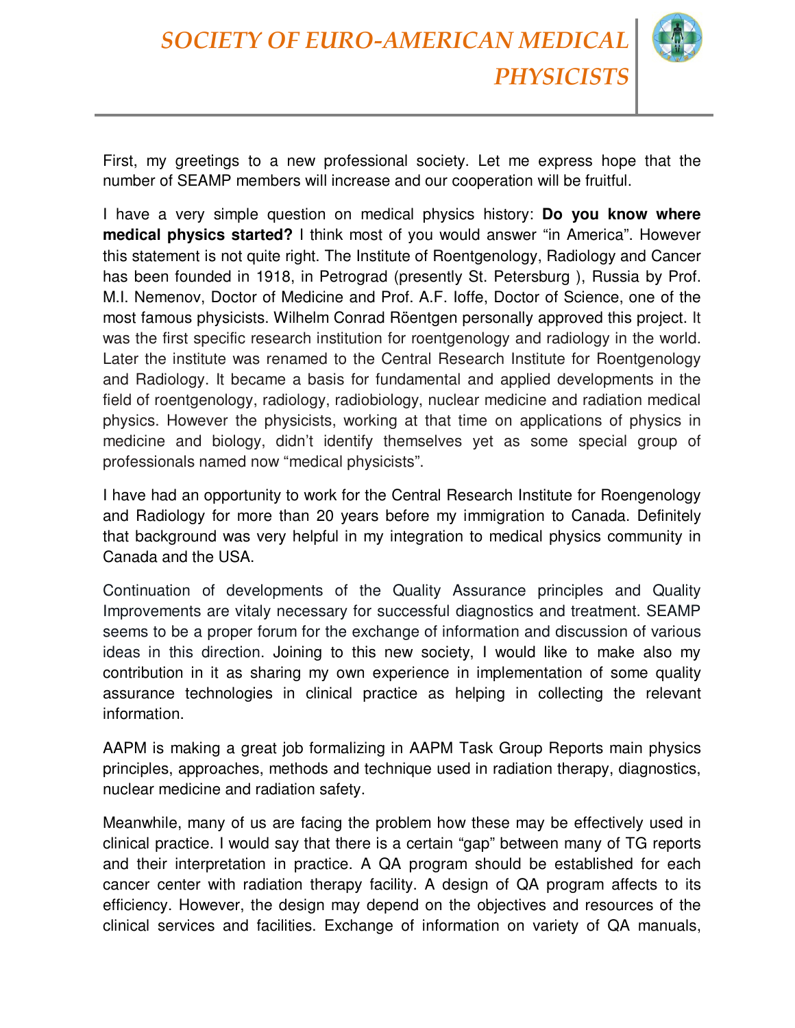# SOCIETY OF EURO-AMERICAN MEDICAL PHYSICISTS

First, my greetings to a new professional society. Let me express hope that the number of SEAMP members will increase and our cooperation will be fruitful.

I have a very simple question on medical physics history: **Do you know where medical physics started?** I think most of you would answer "in America". However this statement is not quite right. The Institute of Roentgenology, Radiology and Cancer has been founded in 1918, in Petrograd (presently St. Petersburg ), Russia by Prof. M.I. Nemenov, Doctor of Medicine and Prof. A.F. Ioffe, Doctor of Science, one of the most famous physicists. Wilhelm Conrad Röentgen personally approved this project. It was the first specific research institution for roentgenology and radiology in the world. Later the institute was renamed to the Central Research Institute for Roentgenology and Radiology. It became a basis for fundamental and applied developments in the field of roentgenology, radiology, radiobiology, nuclear medicine and radiation medical physics. However the physicists, working at that time on applications of physics in medicine and biology, didn't identify themselves yet as some special group of professionals named now "medical physicists".

I have had an opportunity to work for the Central Research Institute for Roengenology and Radiology for more than 20 years before my immigration to Canada. Definitely that background was very helpful in my integration to medical physics community in Canada and the USA.

Continuation of developments of the Quality Assurance principles and Quality Improvements are vitaly necessary for successful diagnostics and treatment. SEAMP seems to be a proper forum for the exchange of information and discussion of various ideas in this direction. Joining to this new society, I would like to make also my contribution in it as sharing my own experience in implementation of some quality assurance technologies in clinical practice as helping in collecting the relevant information.

AAPM is making a great job formalizing in AAPM Task Group Reports main physics principles, approaches, methods and technique used in radiation therapy, diagnostics, nuclear medicine and radiation safety.

Meanwhile, many of us are facing the problem how these may be effectively used in clinical practice. I would say that there is a certain "gap" between many of TG reports and their interpretation in practice. A QA program should be established for each cancer center with radiation therapy facility. A design of QA program affects to its efficiency. However, the design may depend on the objectives and resources of the clinical services and facilities. Exchange of information on variety of QA manuals,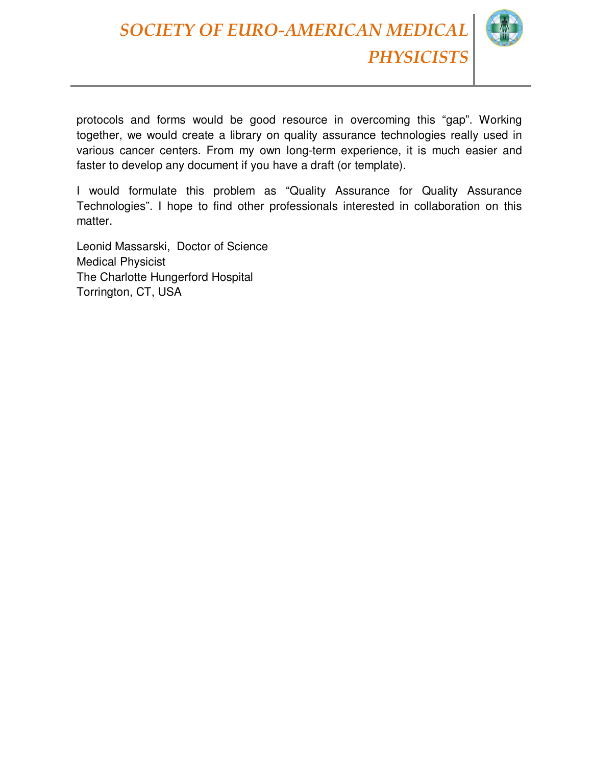protocols and forms would be good resource in overcoming this “gap”. Working together, we would create a library on quality assurance technologies really used in various cancer centers. From my own long-term experience, it is much easier and faster to develop any document if you have a draft (or template).

I would formulate this problem as “Quality Assurance for Quality Assurance Technologies”. I hope to find other professionals interested in collaboration on this matter.

Leonid Massarski, Doctor of Science
Medical Physicist
The Charlotte Hungerford Hospital
Torrington, CT, USA